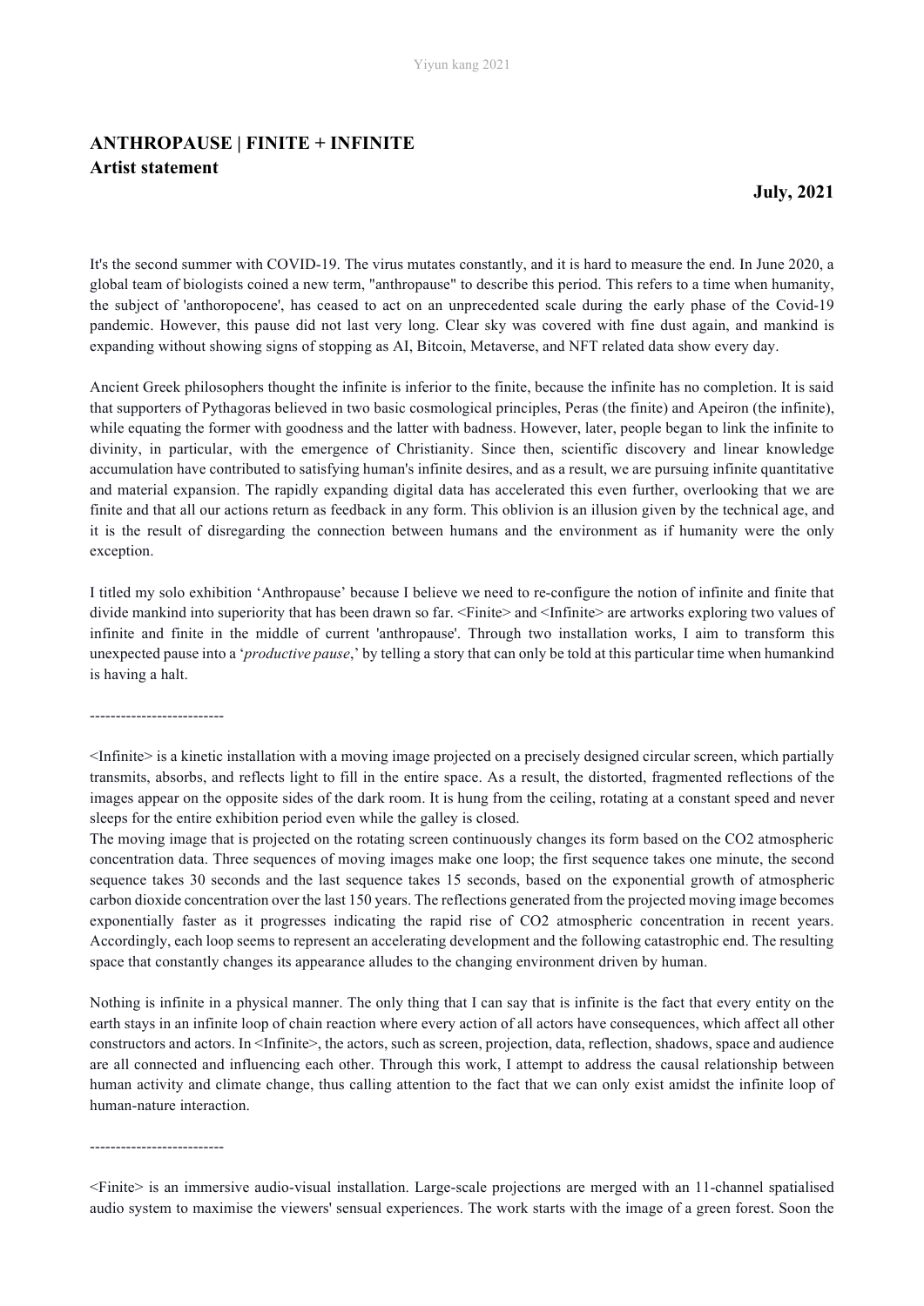## ANTHROPAUSE | FINITE + INFINITE
## Artist statement

**July, 2021**

It's the second summer with COVID-19. The virus mutates constantly, and it is hard to measure the end. In June 2020, a global team of biologists coined a new term, "anthropause" to describe this period. This refers to a time when humanity, the subject of 'anthoropocene', has ceased to act on an unprecedented scale during the early phase of the Covid-19 pandemic. However, this pause did not last very long. Clear sky was covered with fine dust again, and mankind is expanding without showing signs of stopping as AI, Bitcoin, Metaverse, and NFT related data show every day.

Ancient Greek philosophers thought the infinite is inferior to the finite, because the infinite has no completion. It is said that supporters of Pythagoras believed in two basic cosmological principles, Peras (the finite) and Apeiron (the infinite), while equating the former with goodness and the latter with badness. However, later, people began to link the infinite to divinity, in particular, with the emergence of Christianity. Since then, scientific discovery and linear knowledge accumulation have contributed to satisfying human's infinite desires, and as a result, we are pursuing infinite quantitative and material expansion. The rapidly expanding digital data has accelerated this even further, overlooking that we are finite and that all our actions return as feedback in any form. This oblivion is an illusion given by the technical age, and it is the result of disregarding the connection between humans and the environment as if humanity were the only exception.

I titled my solo exhibition 'Anthropause' because I believe we need to re-configure the notion of infinite and finite that divide mankind into superiority that has been drawn so far. <Finite> and <Infinite> are artworks exploring two values of infinite and finite in the middle of current 'anthropause'. Through two installation works, I aim to transform this unexpected pause into a '*productive pause*,' by telling a story that can only be told at this particular time when humankind is having a halt.

--------------------------

<Infinite> is a kinetic installation with a moving image projected on a precisely designed circular screen, which partially transmits, absorbs, and reflects light to fill in the entire space. As a result, the distorted, fragmented reflections of the images appear on the opposite sides of the dark room. It is hung from the ceiling, rotating at a constant speed and never sleeps for the entire exhibition period even while the galley is closed.
The moving image that is projected on the rotating screen continuously changes its form based on the CO2 atmospheric concentration data. Three sequences of moving images make one loop; the first sequence takes one minute, the second sequence takes 30 seconds and the last sequence takes 15 seconds, based on the exponential growth of atmospheric carbon dioxide concentration over the last 150 years. The reflections generated from the projected moving image becomes exponentially faster as it progresses indicating the rapid rise of CO2 atmospheric concentration in recent years. Accordingly, each loop seems to represent an accelerating development and the following catastrophic end. The resulting space that constantly changes its appearance alludes to the changing environment driven by human.

Nothing is infinite in a physical manner. The only thing that I can say that is infinite is the fact that every entity on the earth stays in an infinite loop of chain reaction where every action of all actors have consequences, which affect all other constructors and actors. In <Infinite>, the actors, such as screen, projection, data, reflection, shadows, space and audience are all connected and influencing each other. Through this work, I attempt to address the causal relationship between human activity and climate change, thus calling attention to the fact that we can only exist amidst the infinite loop of human-nature interaction.

--------------------------

<Finite> is an immersive audio-visual installation. Large-scale projections are merged with an 11-channel spatialised audio system to maximise the viewers' sensual experiences. The work starts with the image of a green forest. Soon the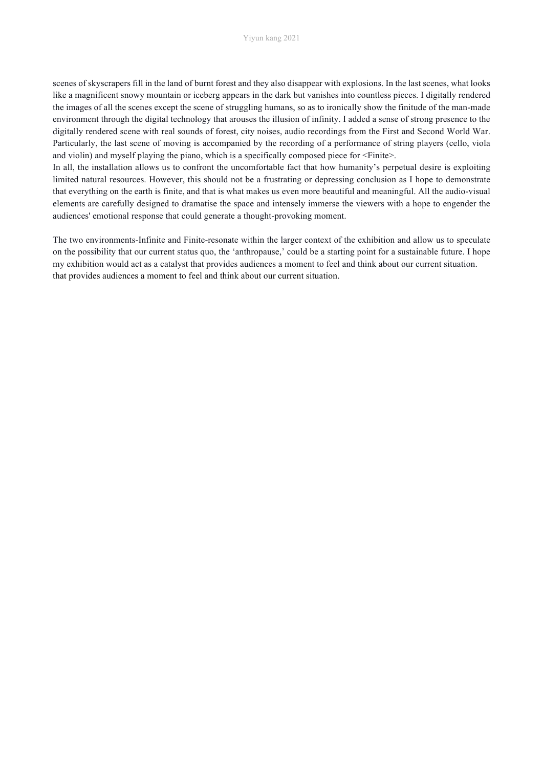scenes of skyscrapers fill in the land of burnt forest and they also disappear with explosions. In the last scenes, what looks like a magnificent snowy mountain or iceberg appears in the dark but vanishes into countless pieces. I digitally rendered the images of all the scenes except the scene of struggling humans, so as to ironically show the finitude of the man-made environment through the digital technology that arouses the illusion of infinity. I added a sense of strong presence to the digitally rendered scene with real sounds of forest, city noises, audio recordings from the First and Second World War. Particularly, the last scene of moving is accompanied by the recording of a performance of string players (cello, viola and violin) and myself playing the piano, which is a specifically composed piece for <Finite>.

In all, the installation allows us to confront the uncomfortable fact that how humanity's perpetual desire is exploiting limited natural resources. However, this should not be a frustrating or depressing conclusion as I hope to demonstrate that everything on the earth is finite, and that is what makes us even more beautiful and meaningful. All the audio-visual elements are carefully designed to dramatise the space and intensely immerse the viewers with a hope to engender the audiences' emotional response that could generate a thought-provoking moment.

The two environments-Infinite and Finite-resonate within the larger context of the exhibition and allow us to speculate on the possibility that our current status quo, the 'anthropause,' could be a starting point for a sustainable future. I hope my exhibition would act as a catalyst that provides audiences a moment to feel and think about our current situation.
that provides audiences a moment to feel and think about our current situation.